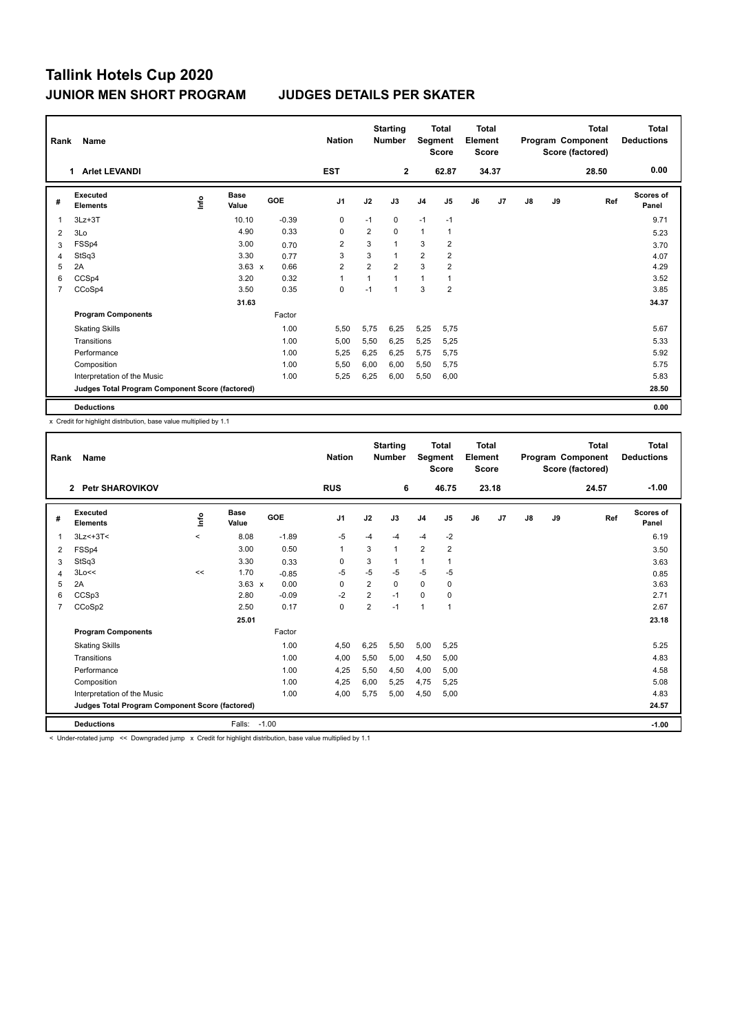# Tallink Hotels Cup 2020

## JUNIOR MEN SHORT PROGRAM — JUDGES DETAILS PER SKATER

| Rank | Name | Nation | Starting Number | Total Segment Score | Total Element Score | Total Program Component Score (factored) | Total Deductions |
|---|---|---|---|---|---|---|---|
| 1 | Arlet LEVANDI | EST | 2 | 62.87 | 34.37 | 28.50 | 0.00 |

| # | Executed Elements | Info | Base Value | | GOE | J1 | J2 | J3 | J4 | J5 | J6 | J7 | J8 | J9 | Ref | Scores of Panel |
|---|---|---|---|---|---|---|---|---|---|---|---|---|---|---|---|---|
| 1 | 3Lz+3T | | 10.10 | | -0.39 | 0 | -1 | 0 | -1 | -1 | | | | | | 9.71 |
| 2 | 3Lo | | 4.90 | | 0.33 | 0 | 2 | 0 | 1 | 1 | | | | | | 5.23 |
| 3 | FSSp4 | | 3.00 | | 0.70 | 2 | 3 | 1 | 3 | 2 | | | | | | 3.70 |
| 4 | StSq3 | | 3.30 | | 0.77 | 3 | 3 | 1 | 2 | 2 | | | | | | 4.07 |
| 5 | 2A | | 3.63 | x | 0.66 | 2 | 2 | 2 | 3 | 2 | | | | | | 4.29 |
| 6 | CCSp4 | | 3.20 | | 0.32 | 1 | 1 | 1 | 1 | 1 | | | | | | 3.52 |
| 7 | CCoSp4 | | 3.50 | | 0.35 | 0 | -1 | 1 | 3 | 2 | | | | | | 3.85 |
| | | | 31.63 | | | | | | | | | | | | | 34.37 |

| Program Components | Factor | J1 | J2 | J3 | J4 | J5 | J6 | J7 | J8 | J9 | Scores of Panel |
|---|---|---|---|---|---|---|---|---|---|---|---|
| Skating Skills | 1.00 | 5,50 | 5,75 | 6,25 | 5,25 | 5,75 | | | | | 5.67 |
| Transitions | 1.00 | 5,00 | 5,50 | 6,25 | 5,25 | 5,25 | | | | | 5.33 |
| Performance | 1.00 | 5,25 | 6,25 | 6,25 | 5,75 | 5,75 | | | | | 5.92 |
| Composition | 1.00 | 5,50 | 6,00 | 6,00 | 5,50 | 5,75 | | | | | 5.75 |
| Interpretation of the Music | 1.00 | 5,25 | 6,25 | 6,00 | 5,50 | 6,00 | | | | | 5.83 |
| Judges Total Program Component Score (factored) | | | | | | | | | | | 28.50 |

| Deductions | 0.00 |
|---|---|

x Credit for highlight distribution, base value multiplied by 1.1

| Rank | Name | Nation | Starting Number | Total Segment Score | Total Element Score | Total Program Component Score (factored) | Total Deductions |
|---|---|---|---|---|---|---|---|
| 2 | Petr SHAROVIKOV | RUS | 6 | 46.75 | 23.18 | 24.57 | -1.00 |

| # | Executed Elements | Info | Base Value | | GOE | J1 | J2 | J3 | J4 | J5 | J6 | J7 | J8 | J9 | Ref | Scores of Panel |
|---|---|---|---|---|---|---|---|---|---|---|---|---|---|---|---|---|
| 1 | 3Lz<+3T< | < | 8.08 | | -1.89 | -5 | -4 | -4 | -4 | -2 | | | | | | 6.19 |
| 2 | FSSp4 | | 3.00 | | 0.50 | 1 | 3 | 1 | 2 | 2 | | | | | | 3.50 |
| 3 | StSq3 | | 3.30 | | 0.33 | 0 | 3 | 1 | 1 | 1 | | | | | | 3.63 |
| 4 | 3Lo<< | << | 1.70 | | -0.85 | -5 | -5 | -5 | -5 | -5 | | | | | | 0.85 |
| 5 | 2A | | 3.63 | x | 0.00 | 0 | 2 | 0 | 0 | 0 | | | | | | 3.63 |
| 6 | CCSp3 | | 2.80 | | -0.09 | -2 | 2 | -1 | 0 | 0 | | | | | | 2.71 |
| 7 | CCoSp2 | | 2.50 | | 0.17 | 0 | 2 | -1 | 1 | 1 | | | | | | 2.67 |
| | | | 25.01 | | | | | | | | | | | | | 23.18 |

| Program Components | Factor | J1 | J2 | J3 | J4 | J5 | J6 | J7 | J8 | J9 | Scores of Panel |
|---|---|---|---|---|---|---|---|---|---|---|---|
| Skating Skills | 1.00 | 4,50 | 6,25 | 5,50 | 5,00 | 5,25 | | | | | 5.25 |
| Transitions | 1.00 | 4,00 | 5,50 | 5,00 | 4,50 | 5,00 | | | | | 4.83 |
| Performance | 1.00 | 4,25 | 5,50 | 4,50 | 4,00 | 5,00 | | | | | 4.58 |
| Composition | 1.00 | 4,25 | 6,00 | 5,25 | 4,75 | 5,25 | | | | | 5.08 |
| Interpretation of the Music | 1.00 | 4,00 | 5,75 | 5,00 | 4,50 | 5,00 | | | | | 4.83 |
| Judges Total Program Component Score (factored) | | | | | | | | | | | 24.57 |

| Deductions | Falls: -1.00 | -1.00 |
|---|---|---|

< Under-rotated jump << Downgraded jump x Credit for highlight distribution, base value multiplied by 1.1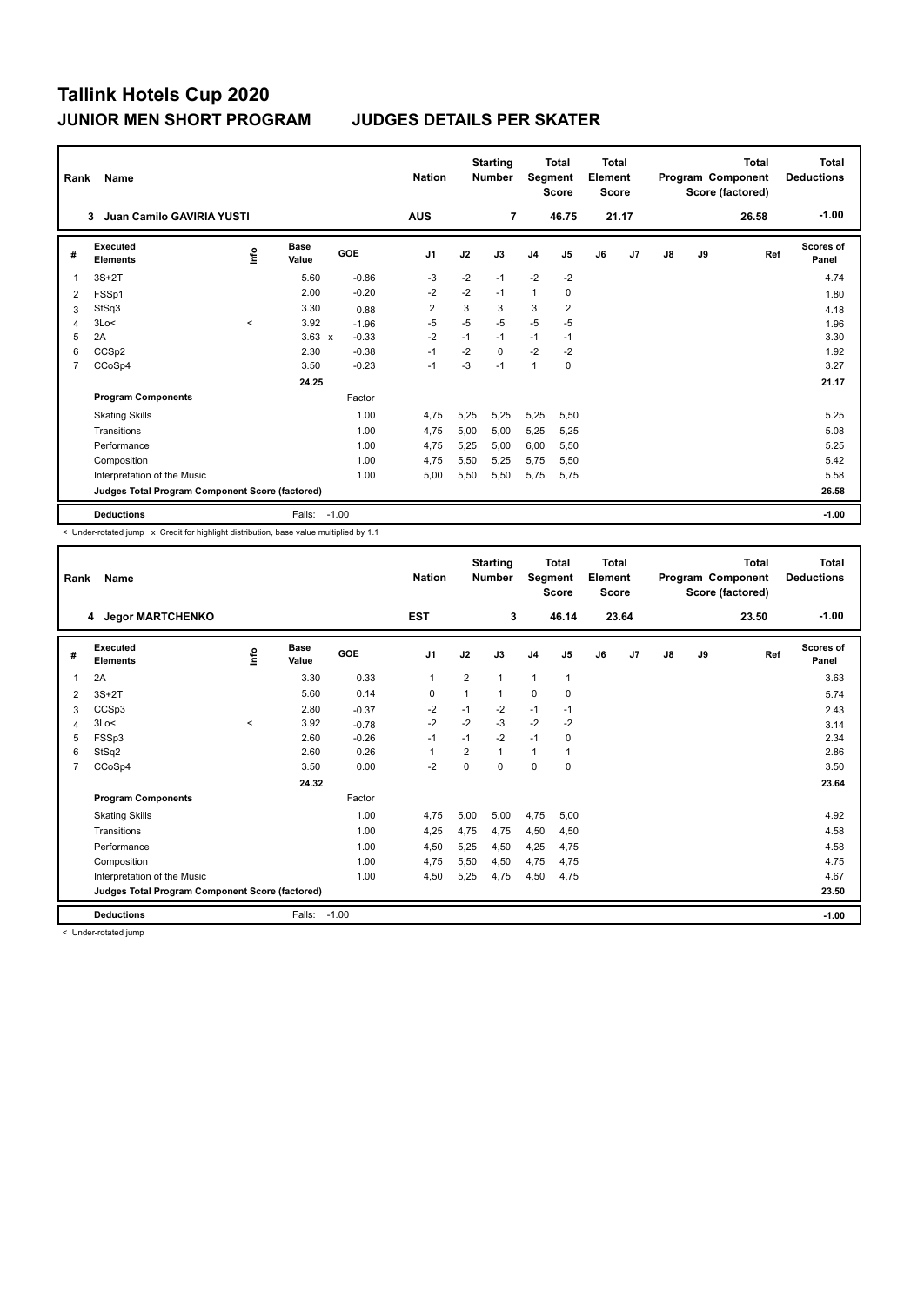# Tallink Hotels Cup 2020

## JUNIOR MEN SHORT PROGRAM — JUDGES DETAILS PER SKATER

| Rank | Name | Nation | Starting Number | Total Segment Score | Total Element Score | Total Program Component Score (factored) | Total Deductions |
|---|---|---|---|---|---|---|---|
| 3 | Juan Camilo GAVIRIA YUSTI | AUS | 7 | 46.75 | 21.17 | 26.58 | -1.00 |

| # | Executed Elements | Info | Base Value | | GOE | J1 | J2 | J3 | J4 | J5 | J6 | J7 | J8 | J9 | Ref | Scores of Panel |
|---|---|---|---|---|---|---|---|---|---|---|---|---|---|---|---|---|
| 1 | 3S+2T | | 5.60 | | -0.86 | -3 | -2 | -1 | -2 | -2 | | | | | | 4.74 |
| 2 | FSSp1 | | 2.00 | | -0.20 | -2 | -2 | -1 | 1 | 0 | | | | | | 1.80 |
| 3 | StSq3 | | 3.30 | | 0.88 | 2 | 3 | 3 | 3 | 2 | | | | | | 4.18 |
| 4 | 3Lo< | < | 3.92 | | -1.96 | -5 | -5 | -5 | -5 | -5 | | | | | | 1.96 |
| 5 | 2A | | 3.63 | x | -0.33 | -2 | -1 | -1 | -1 | -1 | | | | | | 3.30 |
| 6 | CCSp2 | | 2.30 | | -0.38 | -1 | -2 | 0 | -2 | -2 | | | | | | 1.92 |
| 7 | CCoSp4 | | 3.50 | | -0.23 | -1 | -3 | -1 | 1 | 0 | | | | | | 3.27 |
| | | | 24.25 | | | | | | | | | | | | | 21.17 |
| | **Program Components** | | | | Factor | | | | | | | | | | | |
| | Skating Skills | | | | 1.00 | 4,75 | 5,25 | 5,25 | 5,25 | 5,50 | | | | | | 5.25 |
| | Transitions | | | | 1.00 | 4,75 | 5,00 | 5,00 | 5,25 | 5,25 | | | | | | 5.08 |
| | Performance | | | | 1.00 | 4,75 | 5,25 | 5,00 | 6,00 | 5,50 | | | | | | 5.25 |
| | Composition | | | | 1.00 | 4,75 | 5,50 | 5,25 | 5,75 | 5,50 | | | | | | 5.42 |
| | Interpretation of the Music | | | | 1.00 | 5,00 | 5,50 | 5,50 | 5,75 | 5,75 | | | | | | 5.58 |
| | **Judges Total Program Component Score (factored)** | | | | | | | | | | | | | | | 26.58 |
| | **Deductions** | | Falls: | | -1.00 | | | | | | | | | | | -1.00 |

< Under-rotated jump x Credit for highlight distribution, base value multiplied by 1.1

| Rank | Name | Nation | Starting Number | Total Segment Score | Total Element Score | Total Program Component Score (factored) | Total Deductions |
|---|---|---|---|---|---|---|---|
| 4 | Jegor MARTCHENKO | EST | 3 | 46.14 | 23.64 | 23.50 | -1.00 |

| # | Executed Elements | Info | Base Value | GOE | J1 | J2 | J3 | J4 | J5 | J6 | J7 | J8 | J9 | Ref | Scores of Panel |
|---|---|---|---|---|---|---|---|---|---|---|---|---|---|---|---|
| 1 | 2A | | 3.30 | 0.33 | 1 | 2 | 1 | 1 | 1 | | | | | | 3.63 |
| 2 | 3S+2T | | 5.60 | 0.14 | 0 | 1 | 1 | 0 | 0 | | | | | | 5.74 |
| 3 | CCSp3 | | 2.80 | -0.37 | -2 | -1 | -2 | -1 | -1 | | | | | | 2.43 |
| 4 | 3Lo< | < | 3.92 | -0.78 | -2 | -2 | -3 | -2 | -2 | | | | | | 3.14 |
| 5 | FSSp3 | | 2.60 | -0.26 | -1 | -1 | -2 | -1 | 0 | | | | | | 2.34 |
| 6 | StSq2 | | 2.60 | 0.26 | 1 | 2 | 1 | 1 | 1 | | | | | | 2.86 |
| 7 | CCoSp4 | | 3.50 | 0.00 | -2 | 0 | 0 | 0 | 0 | | | | | | 3.50 |
| | | | 24.32 | | | | | | | | | | | | 23.64 |
| | **Program Components** | | | Factor | | | | | | | | | | | |
| | Skating Skills | | | 1.00 | 4,75 | 5,00 | 5,00 | 4,75 | 5,00 | | | | | | 4.92 |
| | Transitions | | | 1.00 | 4,25 | 4,75 | 4,75 | 4,50 | 4,50 | | | | | | 4.58 |
| | Performance | | | 1.00 | 4,50 | 5,25 | 4,50 | 4,25 | 4,75 | | | | | | 4.58 |
| | Composition | | | 1.00 | 4,75 | 5,50 | 4,50 | 4,75 | 4,75 | | | | | | 4.75 |
| | Interpretation of the Music | | | 1.00 | 4,50 | 5,25 | 4,75 | 4,50 | 4,75 | | | | | | 4.67 |
| | **Judges Total Program Component Score (factored)** | | | | | | | | | | | | | | 23.50 |
| | **Deductions** | | Falls: | -1.00 | | | | | | | | | | | -1.00 |

< Under-rotated jump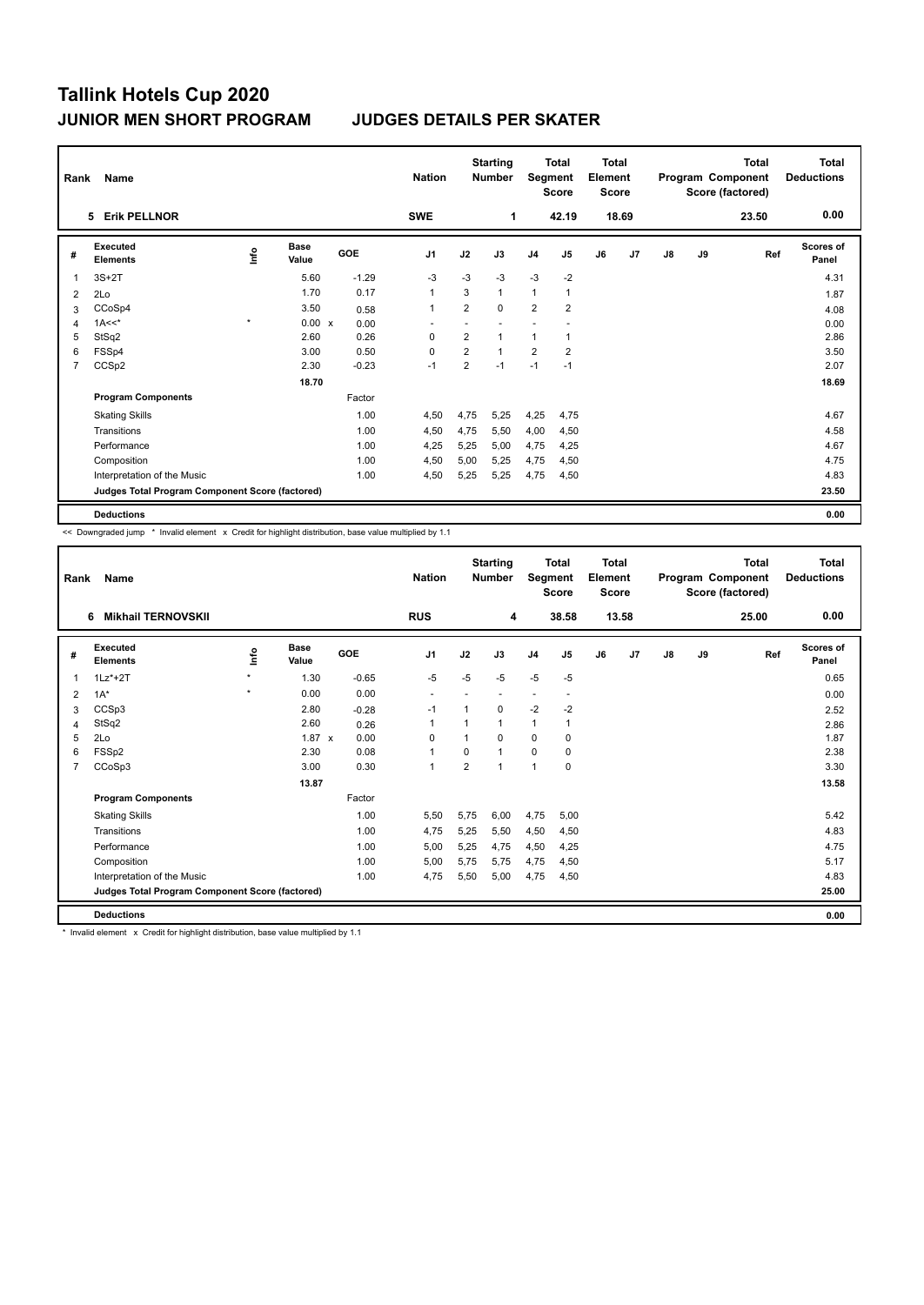# Tallink Hotels Cup 2020

## JUNIOR MEN SHORT PROGRAM JUDGES DETAILS PER SKATER

| Rank | Name | Nation | Starting Number | Total Segment Score | Total Element Score | Total Program Component Score (factored) | Total Deductions |
|---|---|---|---|---|---|---|---|
| 5 | Erik PELLNOR | SWE | 1 | 42.19 | 18.69 | 23.50 | 0.00 |

| # | Executed Elements | Info | Base Value | GOE | J1 | J2 | J3 | J4 | J5 | J6 | J7 | J8 | J9 | Ref | Scores of Panel |
|---|---|---|---|---|---|---|---|---|---|---|---|---|---|---|---|
| 1 | 3S+2T | | 5.60 | -1.29 | -3 | -3 | -3 | -3 | -2 | | | | | | 4.31 |
| 2 | 2Lo | | 1.70 | 0.17 | 1 | 3 | 1 | 1 | 1 | | | | | | 1.87 |
| 3 | CCoSp4 | | 3.50 | 0.58 | 1 | 2 | 0 | 2 | 2 | | | | | | 4.08 |
| 4 | 1A<<* | * | 0.00 x | 0.00 | - | - | - | - | - | | | | | | 0.00 |
| 5 | StSq2 | | 2.60 | 0.26 | 0 | 2 | 1 | 1 | 1 | | | | | | 2.86 |
| 6 | FSSp4 | | 3.00 | 0.50 | 0 | 2 | 1 | 2 | 2 | | | | | | 3.50 |
| 7 | CCSp2 | | 2.30 | -0.23 | -1 | 2 | -1 | -1 | -1 | | | | | | 2.07 |
| | | | 18.70 | | | | | | | | | | | | 18.69 |
| | **Program Components** | | | Factor | | | | | | | | | | | |
| | Skating Skills | | | 1.00 | 4,50 | 4,75 | 5,25 | 4,25 | 4,75 | | | | | | 4.67 |
| | Transitions | | | 1.00 | 4,50 | 4,75 | 5,50 | 4,00 | 4,50 | | | | | | 4.58 |
| | Performance | | | 1.00 | 4,25 | 5,25 | 5,00 | 4,75 | 4,25 | | | | | | 4.67 |
| | Composition | | | 1.00 | 4,50 | 5,00 | 5,25 | 4,75 | 4,50 | | | | | | 4.75 |
| | Interpretation of the Music | | | 1.00 | 4,50 | 5,25 | 5,25 | 4,75 | 4,50 | | | | | | 4.83 |
| | **Judges Total Program Component Score (factored)** | | | | | | | | | | | | | | 23.50 |
| | **Deductions** | | | | | | | | | | | | | | 0.00 |

<< Downgraded jump * Invalid element x Credit for highlight distribution, base value multiplied by 1.1

| Rank | Name | Nation | Starting Number | Total Segment Score | Total Element Score | Total Program Component Score (factored) | Total Deductions |
|---|---|---|---|---|---|---|---|
| 6 | Mikhail TERNOVSKII | RUS | 4 | 38.58 | 13.58 | 25.00 | 0.00 |

| # | Executed Elements | Info | Base Value | GOE | J1 | J2 | J3 | J4 | J5 | J6 | J7 | J8 | J9 | Ref | Scores of Panel |
|---|---|---|---|---|---|---|---|---|---|---|---|---|---|---|---|
| 1 | 1Lz*+2T | * | 1.30 | -0.65 | -5 | -5 | -5 | -5 | -5 | | | | | | 0.65 |
| 2 | 1A* | * | 0.00 | 0.00 | - | - | - | - | - | | | | | | 0.00 |
| 3 | CCSp3 | | 2.80 | -0.28 | -1 | 1 | 0 | -2 | -2 | | | | | | 2.52 |
| 4 | StSq2 | | 2.60 | 0.26 | 1 | 1 | 1 | 1 | 1 | | | | | | 2.86 |
| 5 | 2Lo | | 1.87 x | 0.00 | 0 | 1 | 0 | 0 | 0 | | | | | | 1.87 |
| 6 | FSSp2 | | 2.30 | 0.08 | 1 | 0 | 1 | 0 | 0 | | | | | | 2.38 |
| 7 | CCoSp3 | | 3.00 | 0.30 | 1 | 2 | 1 | 1 | 0 | | | | | | 3.30 |
| | | | 13.87 | | | | | | | | | | | | 13.58 |
| | **Program Components** | | | Factor | | | | | | | | | | | |
| | Skating Skills | | | 1.00 | 5,50 | 5,75 | 6,00 | 4,75 | 5,00 | | | | | | 5.42 |
| | Transitions | | | 1.00 | 4,75 | 5,25 | 5,50 | 4,50 | 4,50 | | | | | | 4.83 |
| | Performance | | | 1.00 | 5,00 | 5,25 | 4,75 | 4,50 | 4,25 | | | | | | 4.75 |
| | Composition | | | 1.00 | 5,00 | 5,75 | 5,75 | 4,75 | 4,50 | | | | | | 5.17 |
| | Interpretation of the Music | | | 1.00 | 4,75 | 5,50 | 5,00 | 4,75 | 4,50 | | | | | | 4.83 |
| | **Judges Total Program Component Score (factored)** | | | | | | | | | | | | | | 25.00 |
| | **Deductions** | | | | | | | | | | | | | | 0.00 |

* Invalid element x Credit for highlight distribution, base value multiplied by 1.1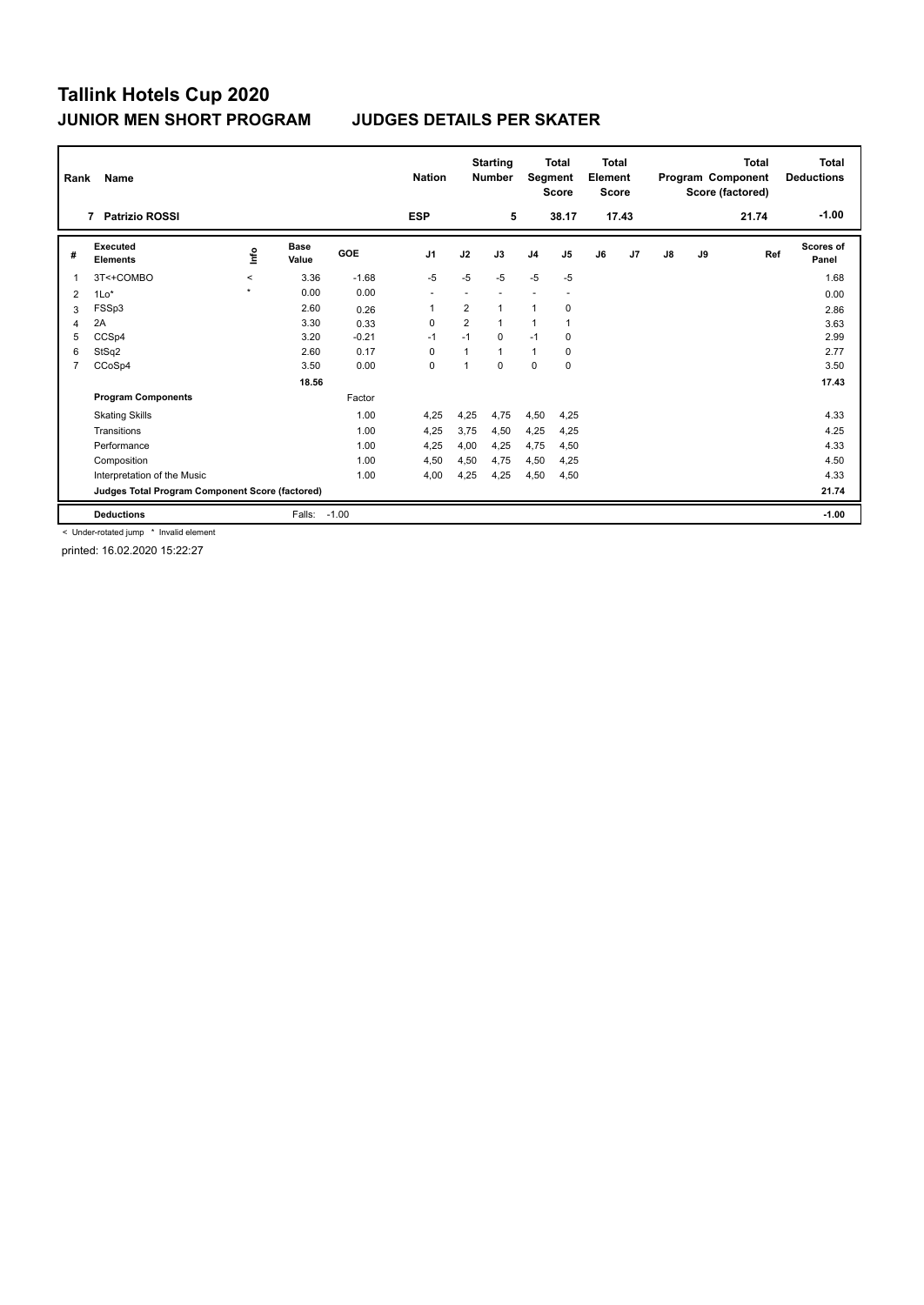# Tallink Hotels Cup 2020

## JUNIOR MEN SHORT PROGRAM JUDGES DETAILS PER SKATER

| Rank | Name | Nation | Starting Number | Total Segment Score | Total Element Score | Total Program Component Score (factored) | Total Deductions |
|---|---|---|---|---|---|---|---|
| 7 | Patrizio ROSSI | ESP | 5 | 38.17 | 17.43 | 21.74 | -1.00 |

| # | Executed Elements | Info | Base Value | GOE | J1 | J2 | J3 | J4 | J5 | J6 | J7 | J8 | J9 | Ref | Scores of Panel |
|---|---|---|---|---|---|---|---|---|---|---|---|---|---|---|---|
| 1 | 3T<+COMBO | < | 3.36 | -1.68 | -5 | -5 | -5 | -5 | -5 | | | | | | 1.68 |
| 2 | 1Lo* | * | 0.00 | 0.00 | - | - | - | - | - | | | | | | 0.00 |
| 3 | FSSp3 | | 2.60 | 0.26 | 1 | 2 | 1 | 1 | 0 | | | | | | 2.86 |
| 4 | 2A | | 3.30 | 0.33 | 0 | 2 | 1 | 1 | 1 | | | | | | 3.63 |
| 5 | CCSp4 | | 3.20 | -0.21 | -1 | -1 | 0 | -1 | 0 | | | | | | 2.99 |
| 6 | StSq2 | | 2.60 | 0.17 | 0 | 1 | 1 | 1 | 0 | | | | | | 2.77 |
| 7 | CCoSp4 | | 3.50 | 0.00 | 0 | 1 | 0 | 0 | 0 | | | | | | 3.50 |
| | | | 18.56 | | | | | | | | | | | | 17.43 |
| | **Program Components** | | | Factor | | | | | | | | | | | |
| | Skating Skills | | | 1.00 | 4,25 | 4,25 | 4,75 | 4,50 | 4,25 | | | | | | 4.33 |
| | Transitions | | | 1.00 | 4,25 | 3,75 | 4,50 | 4,25 | 4,25 | | | | | | 4.25 |
| | Performance | | | 1.00 | 4,25 | 4,00 | 4,25 | 4,75 | 4,50 | | | | | | 4.33 |
| | Composition | | | 1.00 | 4,50 | 4,50 | 4,75 | 4,50 | 4,25 | | | | | | 4.50 |
| | Interpretation of the Music | | | 1.00 | 4,00 | 4,25 | 4,25 | 4,50 | 4,50 | | | | | | 4.33 |
| | **Judges Total Program Component Score (factored)** | | | | | | | | | | | | | | 21.74 |
| | **Deductions** | | Falls: | -1.00 | | | | | | | | | | | -1.00 |

< Under-rotated jump * Invalid element

printed: 16.02.2020 15:22:27